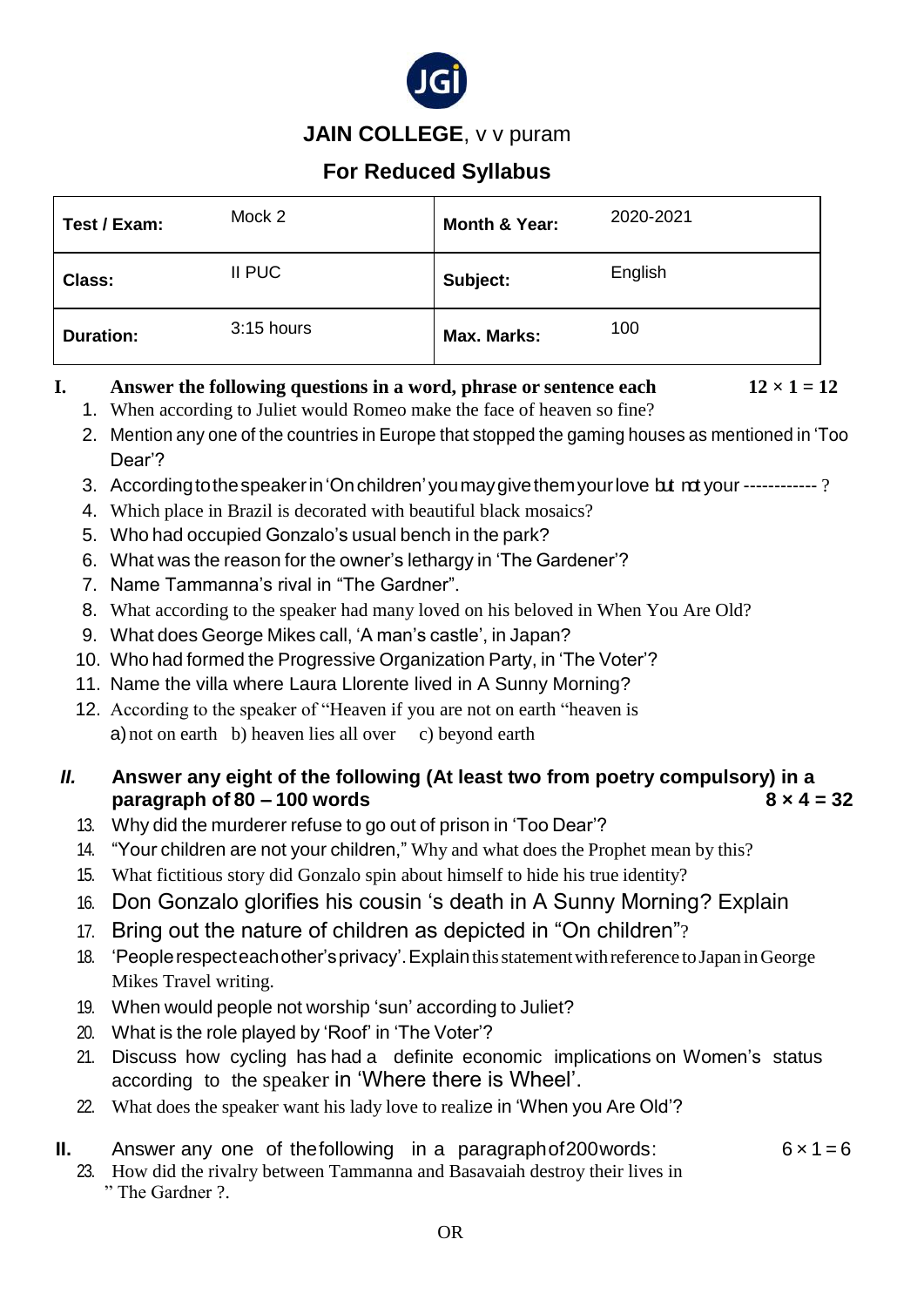# JAIN COLLEGE, v v puram

## For Reduced Syllabus

| Test / Exam: | Mock 2 | Month & Year: | 2020-2021 |
|---|---|---|---|
| Class: | II PUC | Subject: | English |
| Duration: | 3:15 hours | Max. Marks: | 100 |

**I. Answer the following questions in a word, phrase or sentence each** **12 × 1 = 12**

1. When according to Juliet would Romeo make the face of heaven so fine?
2. Mention any one of the countries in Europe that stopped the gaming houses as mentioned in 'Too Dear'?
3. According to the speaker in 'On children' you may give them your love but not your ------------ ?
4. Which place in Brazil is decorated with beautiful black mosaics?
5. Who had occupied Gonzalo's usual bench in the park?
6. What was the reason for the owner's lethargy in 'The Gardener'?
7. Name Tammanna's rival in "The Gardner".
8. What according to the speaker had many loved on his beloved in When You Are Old?
9. What does George Mikes call, 'A man's castle', in Japan?
10. Who had formed the Progressive Organization Party, in 'The Voter'?
11. Name the villa where Laura Llorente lived in A Sunny Morning?
12. According to the speaker of "Heaven if you are not on earth "heaven is
    a) not on earth b) heaven lies all over c) beyond earth

***II. Answer any eight of the following (At least two from poetry compulsory) in a paragraph of 80 – 100 words*** **8 × 4 = 32**

13. Why did the murderer refuse to go out of prison in 'Too Dear'?
14. "Your children are not your children," Why and what does the Prophet mean by this?
15. What fictitious story did Gonzalo spin about himself to hide his true identity?
16. Don Gonzalo glorifies his cousin 's death in A Sunny Morning? Explain
17. Bring out the nature of children as depicted in "On children"?
18. 'People respect each other's privacy'. Explain this statement with reference to Japan in George Mikes Travel writing.
19. When would people not worship 'sun' according to Juliet?
20. What is the role played by 'Roof' in 'The Voter'?
21. Discuss how cycling has had a definite economic implications on Women's status according to the speaker in 'Where there is Wheel'.
22. What does the speaker want his lady love to realize in 'When you Are Old'?

**II.** Answer any one of the following in a paragraph of 200 words: 6 × 1 = 6

23. How did the rivalry between Tammanna and Basavaiah destroy their lives in " The Gardner ?.

OR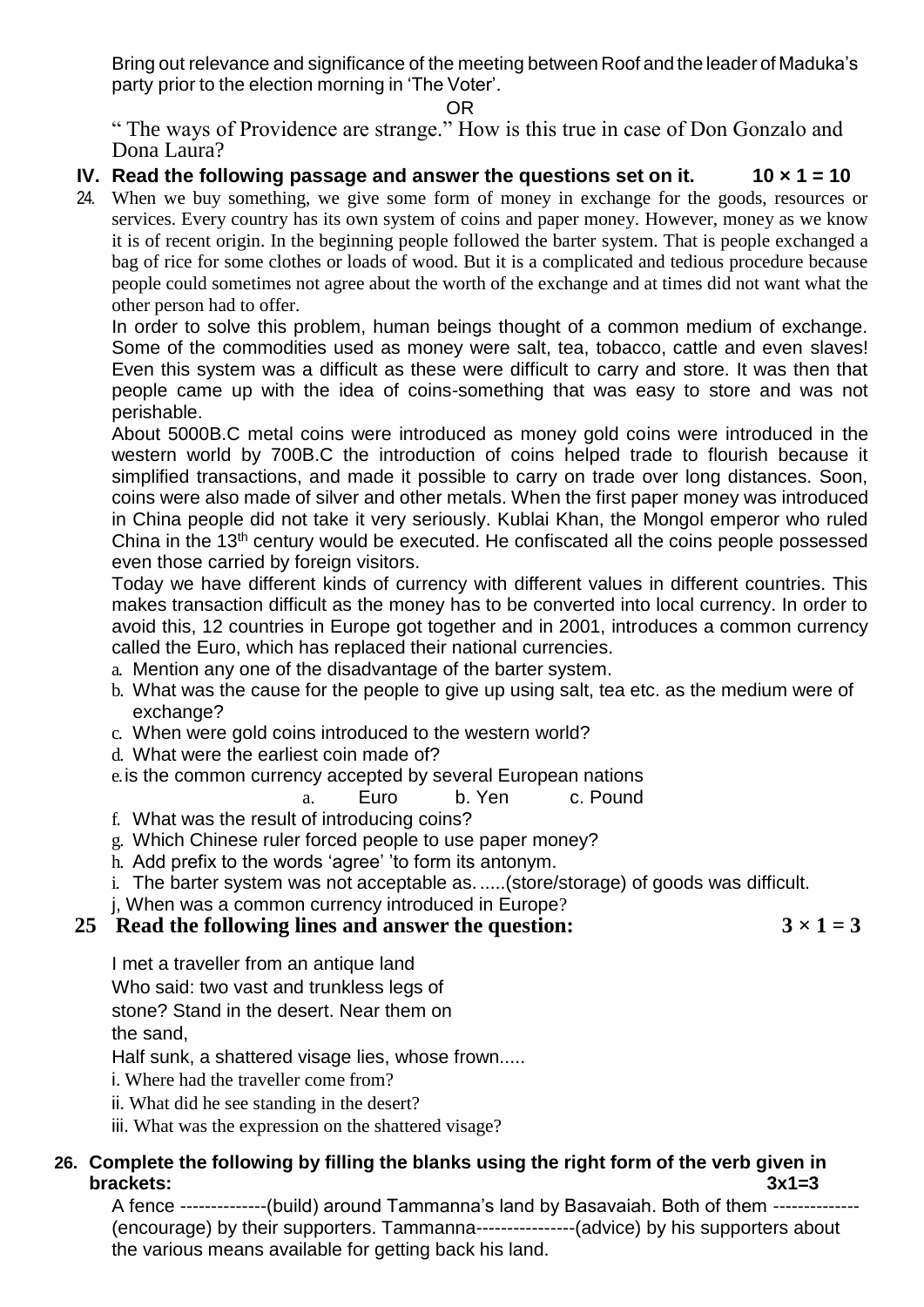Bring out relevance and significance of the meeting between Roof and the leader of Maduka's party prior to the election morning in 'The Voter'.

OR

" The ways of Providence are strange." How is this true in case of Don Gonzalo and Dona Laura?

**IV. Read the following passage and answer the questions set on it. 10 × 1 = 10**

24. When we buy something, we give some form of money in exchange for the goods, resources or services. Every country has its own system of coins and paper money. However, money as we know it is of recent origin. In the beginning people followed the barter system. That is people exchanged a bag of rice for some clothes or loads of wood. But it is a complicated and tedious procedure because people could sometimes not agree about the worth of the exchange and at times did not want what the other person had to offer.

In order to solve this problem, human beings thought of a common medium of exchange. Some of the commodities used as money were salt, tea, tobacco, cattle and even slaves! Even this system was a difficult as these were difficult to carry and store. It was then that people came up with the idea of coins-something that was easy to store and was not perishable.

About 5000B.C metal coins were introduced as money gold coins were introduced in the western world by 700B.C the introduction of coins helped trade to flourish because it simplified transactions, and made it possible to carry on trade over long distances. Soon, coins were also made of silver and other metals. When the first paper money was introduced in China people did not take it very seriously. Kublai Khan, the Mongol emperor who ruled China in the 13th century would be executed. He confiscated all the coins people possessed even those carried by foreign visitors.

Today we have different kinds of currency with different values in different countries. This makes transaction difficult as the money has to be converted into local currency. In order to avoid this, 12 countries in Europe got together and in 2001, introduces a common currency called the Euro, which has replaced their national currencies.

a. Mention any one of the disadvantage of the barter system.
b. What was the cause for the people to give up using salt, tea etc. as the medium were of exchange?
c. When were gold coins introduced to the western world?
d. What were the earliest coin made of?
e. is the common currency accepted by several European nations

   a. Euro  b. Yen  c. Pound
f. What was the result of introducing coins?
g. Which Chinese ruler forced people to use paper money?
h. Add prefix to the words 'agree' 'to form its antonym.
i. The barter system was not acceptable as......(store/storage) of goods was difficult.
j, When was a common currency introduced in Europe?

**25 Read the following lines and answer the question: 3 × 1 = 3**

I met a traveller from an antique land
Who said: two vast and trunkless legs of
stone? Stand in the desert. Near them on
the sand,
Half sunk, a shattered visage lies, whose frown.....

i. Where had the traveller come from?
ii. What did he see standing in the desert?
iii. What was the expression on the shattered visage?

**26. Complete the following by filling the blanks using the right form of the verb given in brackets: 3x1=3**

A fence --------------(build) around Tammanna's land by Basavaiah. Both of them -------------- (encourage) by their supporters. Tammanna----------------(advice) by his supporters about the various means available for getting back his land.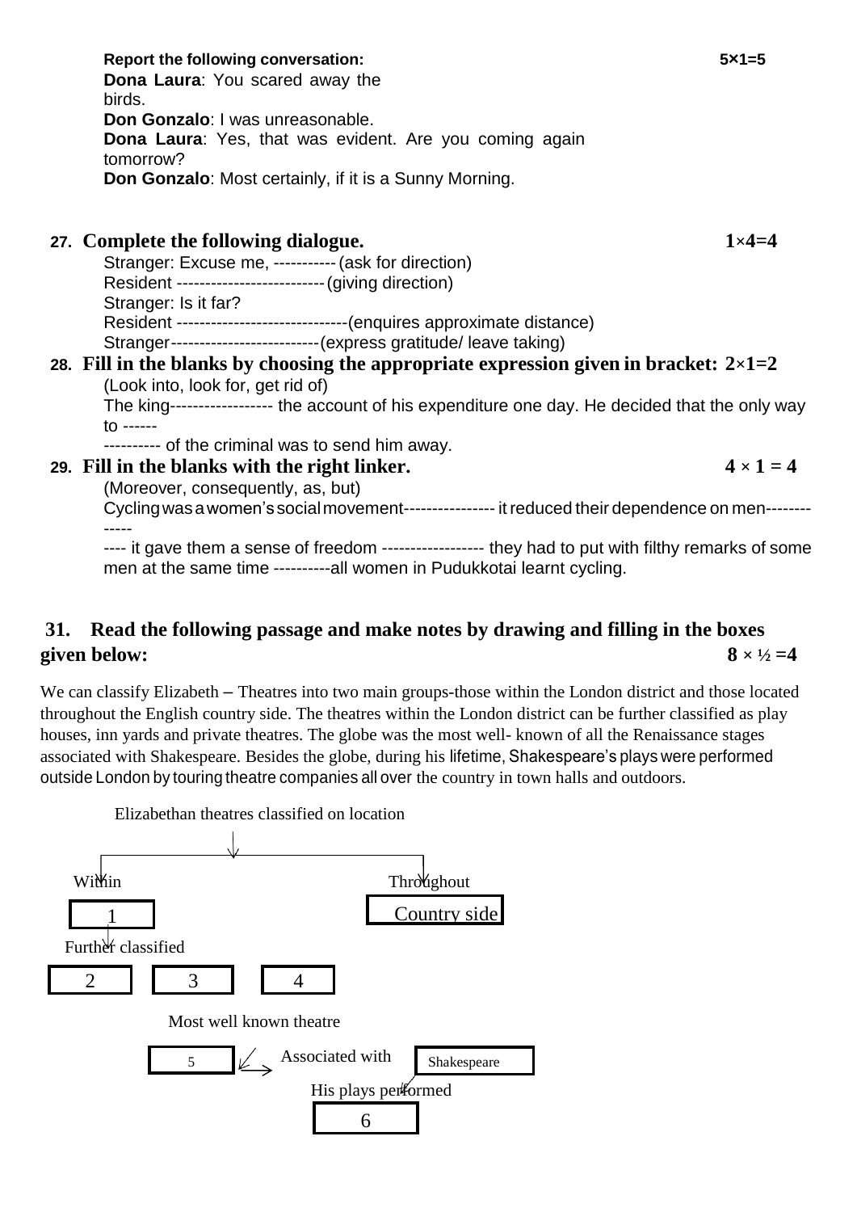**Report the following conversation:** **5×1=5**

**Dona Laura**: You scared away the birds.

**Don Gonzalo**: I was unreasonable.

**Dona Laura**: Yes, that was evident. Are you coming again tomorrow?

**Don Gonzalo**: Most certainly, if it is a Sunny Morning.

**27. Complete the following dialogue.** **1×4=4**

Stranger: Excuse me, ----------- (ask for direction)

Resident -------------------------- (giving direction)

Stranger: Is it far?

Resident ------------------------------(enquires approximate distance)

Stranger-------------------------(express gratitude/ leave taking)

**28. Fill in the blanks by choosing the appropriate expression given in bracket: 2×1=2**

(Look into, look for, get rid of)

The king------------------ the account of his expenditure one day. He decided that the only way to ------

---------- of the criminal was to send him away.

**29. Fill in the blanks with the right linker.** **4 × 1 = 4**

(Moreover, consequently, as, but)

Cycling was a women's social movement---------------- it reduced their dependence on men-------------

---- it gave them a sense of freedom ------------------ they had to put with filthy remarks of some men at the same time ----------all women in Pudukkotai learnt cycling.

**31. Read the following passage and make notes by drawing and filling in the boxes given below:** **8 × ½ =4**

We can classify Elizabeth – Theatres into two main groups-those within the London district and those located throughout the English country side. The theatres within the London district can be further classified as play houses, inn yards and private theatres. The globe was the most well- known of all the Renaissance stages associated with Shakespeare. Besides the globe, during his lifetime, Shakespeare's plays were performed outside London by touring theatre companies all over the country in town halls and outdoors.

Elizabethan theatres classified on location

Within → [ 1 ] → Further classified → [ 2 ] [ 3 ] [ 4 ]

Throughout → [ Country side ]

Most well known theatre → [ 5 ] → Associated with [ Shakespeare ]

His plays performed → [ 6 ]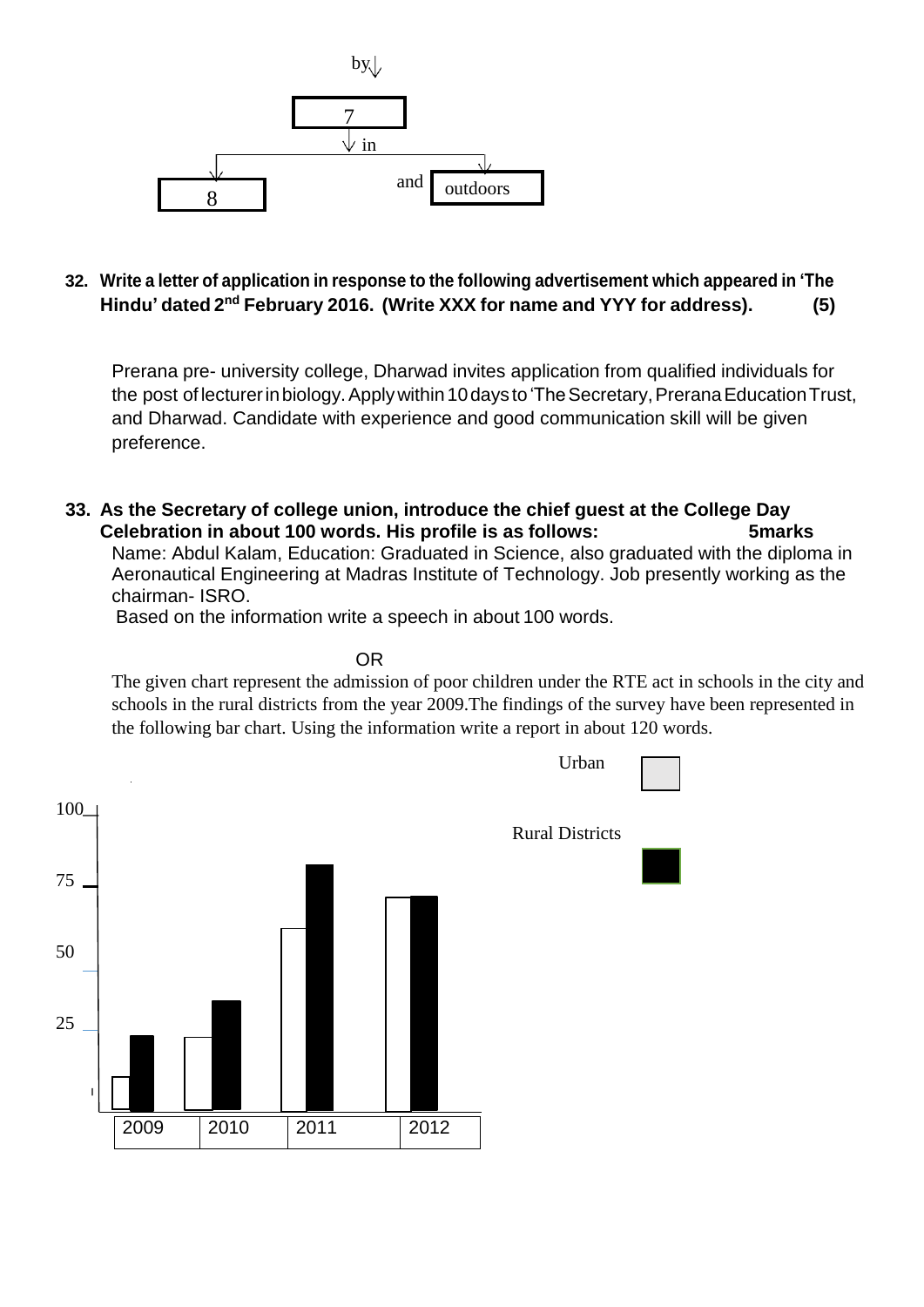by ↓

7

↓ in

8 and outdoors

**32. Write a letter of application in response to the following advertisement which appeared in 'The Hindu' dated 2nd February 2016. (Write XXX for name and YYY for address). (5)**

Prerana pre- university college, Dharwad invites application from qualified individuals for the post of lecturer in biology. Apply within 10 days to 'The Secretary, Prerana Education Trust, and Dharwad. Candidate with experience and good communication skill will be given preference.

**33. As the Secretary of college union, introduce the chief guest at the College Day Celebration in about 100 words. His profile is as follows: 5marks**

Name: Abdul Kalam, Education: Graduated in Science, also graduated with the diploma in Aeronautical Engineering at Madras Institute of Technology. Job presently working as the chairman- ISRO.

Based on the information write a speech in about 100 words.

OR

The given chart represent the admission of poor children under the RTE act in schools in the city and schools in the rural districts from the year 2009.The findings of the survey have been represented in the following bar chart. Using the information write a report in about 120 words.

Urban

Rural Districts

100

75

50

25

2009 2010 2011 2012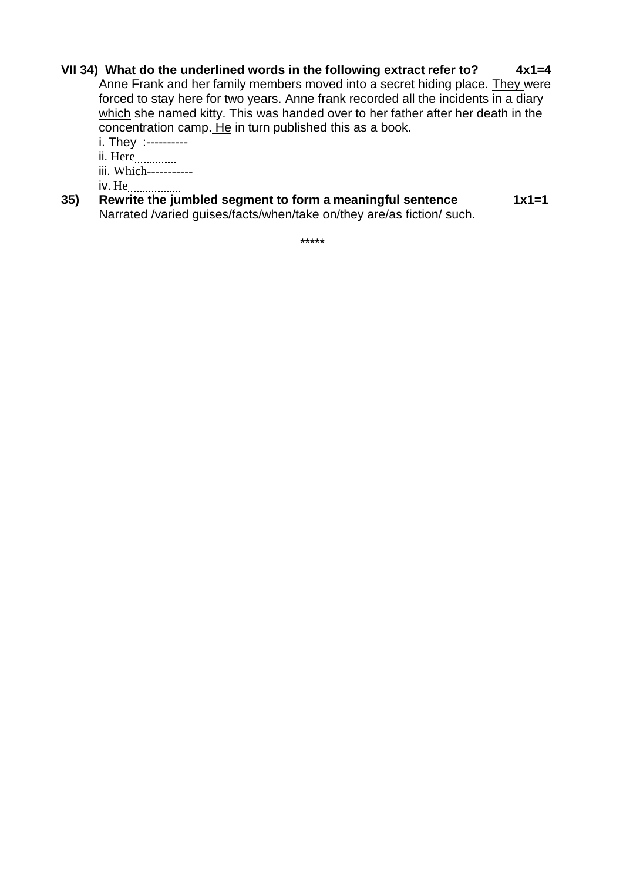**VII 34) What do the underlined words in the following extract refer to? 4x1=4**

Anne Frank and her family members moved into a secret hiding place. <u>They</u> were forced to stay <u>here</u> for two years. Anne frank recorded all the incidents in a diary <u>which</u> she named kitty. This was handed over to her father after her death in the concentration camp. <u>He</u> in turn published this as a book.

i. They :----------

ii. Here.............

iii. Which-----------

iv. He................

**35) Rewrite the jumbled segment to form a meaningful sentence 1x1=1**

Narrated /varied guises/facts/when/take on/they are/as fiction/ such.

*****